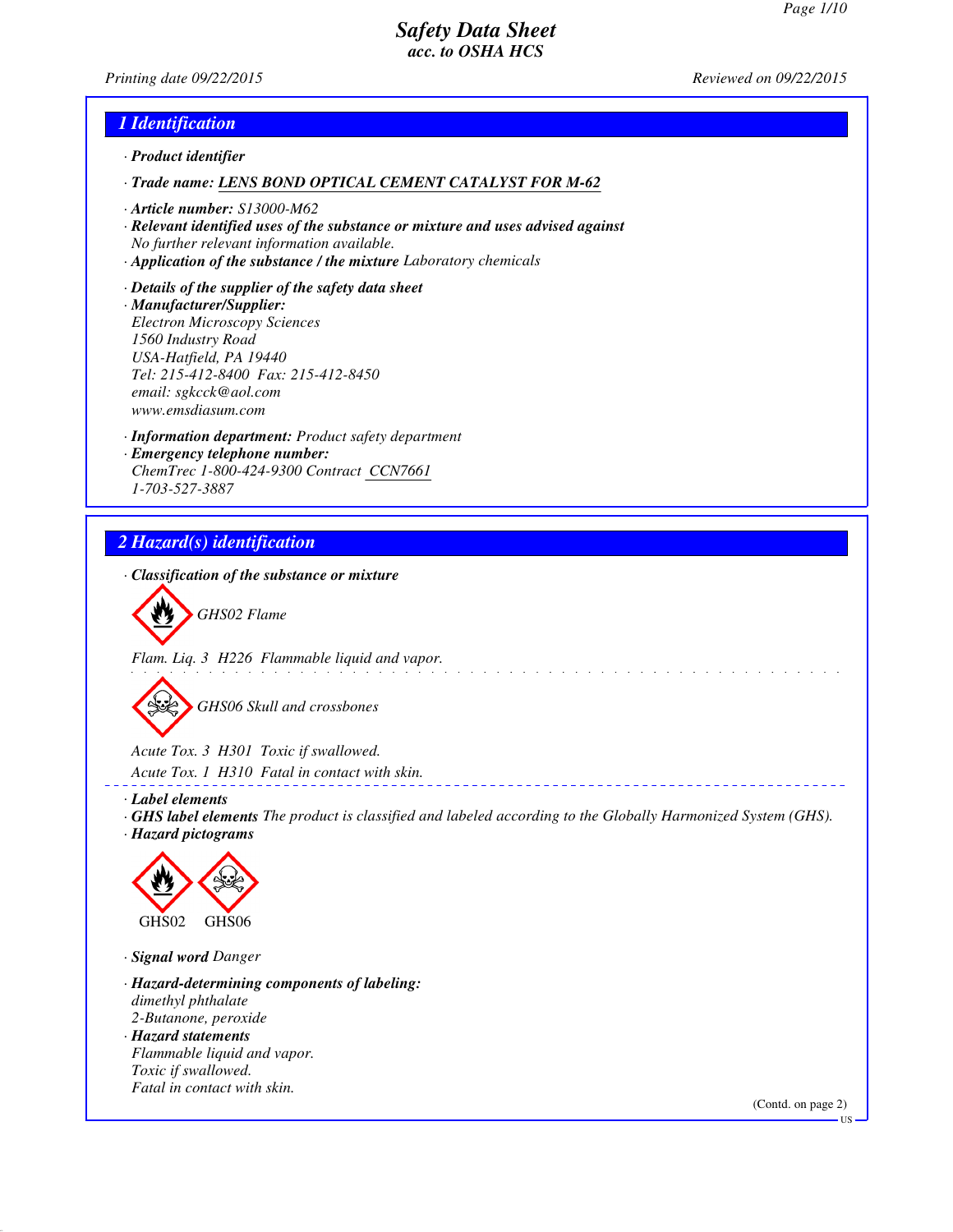# Safety Data Sheet
## acc. to OSHA HCS

Printing date 09/22/2015 | Reviewed on 09/22/2015

## 1 Identification

· **Product identifier**

· **Trade name:** LENS BOND OPTICAL CEMENT CATALYST FOR M-62

· **Article number:** S13000-M62

· **Relevant identified uses of the substance or mixture and uses advised against**
No further relevant information available.

· **Application of the substance / the mixture** Laboratory chemicals

· **Details of the supplier of the safety data sheet**

· **Manufacturer/Supplier:**
Electron Microscopy Sciences
1560 Industry Road
USA-Hatfield, PA 19440
Tel: 215-412-8400 Fax: 215-412-8450
email: sgkcck@aol.com
www.emsdiasum.com

· **Information department:** Product safety department

· **Emergency telephone number:**
ChemTrec 1-800-424-9300 Contract CCN7661
1-703-527-3887

## 2 Hazard(s) identification

· **Classification of the substance or mixture**

GHS02 Flame

Flam. Liq. 3 H226 Flammable liquid and vapor.

GHS06 Skull and crossbones

Acute Tox. 3 H301 Toxic if swallowed.
Acute Tox. 1 H310 Fatal in contact with skin.

· **Label elements**

· **GHS label elements** The product is classified and labeled according to the Globally Harmonized System (GHS).

· **Hazard pictograms**

GHS02 GHS06

· **Signal word** Danger

· **Hazard-determining components of labeling:**
dimethyl phthalate
2-Butanone, peroxide

· **Hazard statements**
Flammable liquid and vapor.
Toxic if swallowed.
Fatal in contact with skin.

(Contd. on page 2)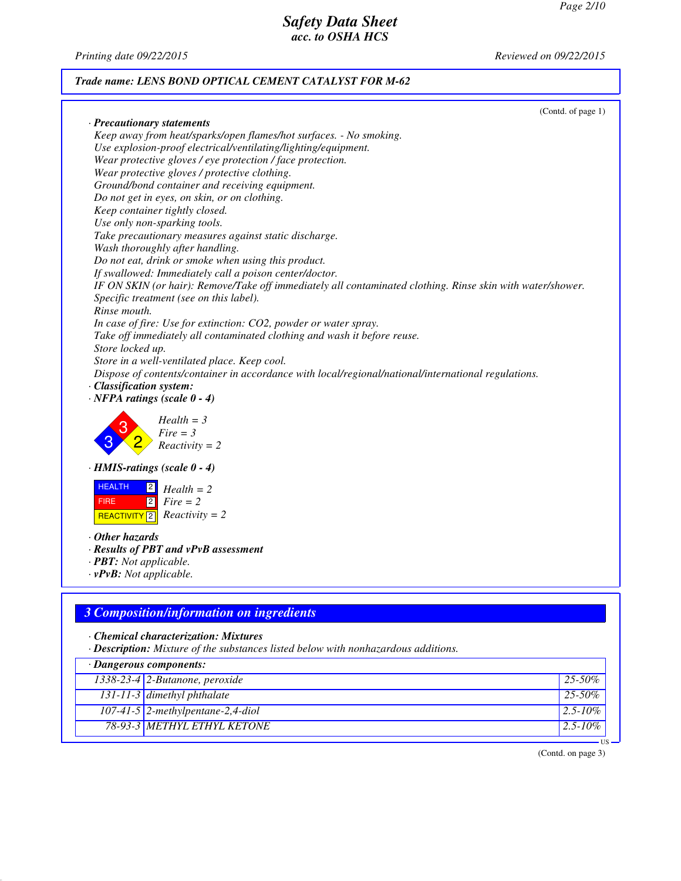**Trade name: LENS BOND OPTICAL CEMENT CATALYST FOR M-62**

(Contd. of page 1)

· **Precautionary statements**

Keep away from heat/sparks/open flames/hot surfaces. - No smoking.
Use explosion-proof electrical/ventilating/lighting/equipment.
Wear protective gloves / eye protection / face protection.
Wear protective gloves / protective clothing.
Ground/bond container and receiving equipment.
Do not get in eyes, on skin, or on clothing.
Keep container tightly closed.
Use only non-sparking tools.
Take precautionary measures against static discharge.
Wash thoroughly after handling.
Do not eat, drink or smoke when using this product.
If swallowed: Immediately call a poison center/doctor.
IF ON SKIN (or hair): Remove/Take off immediately all contaminated clothing. Rinse skin with water/shower.
Specific treatment (see on this label).
Rinse mouth.
In case of fire: Use for extinction: CO2, powder or water spray.
Take off immediately all contaminated clothing and wash it before reuse.
Store locked up.
Store in a well-ventilated place. Keep cool.
Dispose of contents/container in accordance with local/regional/national/international regulations.

· **Classification system:**

· **NFPA ratings (scale 0 - 4)**

Health = 3
Fire = 3
Reactivity = 2

· **HMIS-ratings (scale 0 - 4)**

HEALTH 2 Health = 2
FIRE 2 Fire = 2
REACTIVITY 2 Reactivity = 2

· **Other hazards**

· **Results of PBT and vPvB assessment**

· **PBT:** Not applicable.

· **vPvB:** Not applicable.

## 3 Composition/information on ingredients

· **Chemical characterization: Mixtures**

· **Description:** Mixture of the substances listed below with nonhazardous additions.

| · Dangerous components: | | |
|---|---|---|
| 1338-23-4 | 2-Butanone, peroxide | 25-50% |
| 131-11-3 | dimethyl phthalate | 25-50% |
| 107-41-5 | 2-methylpentane-2,4-diol | 2.5-10% |
| 78-93-3 | METHYL ETHYL KETONE | 2.5-10% |

(Contd. on page 3)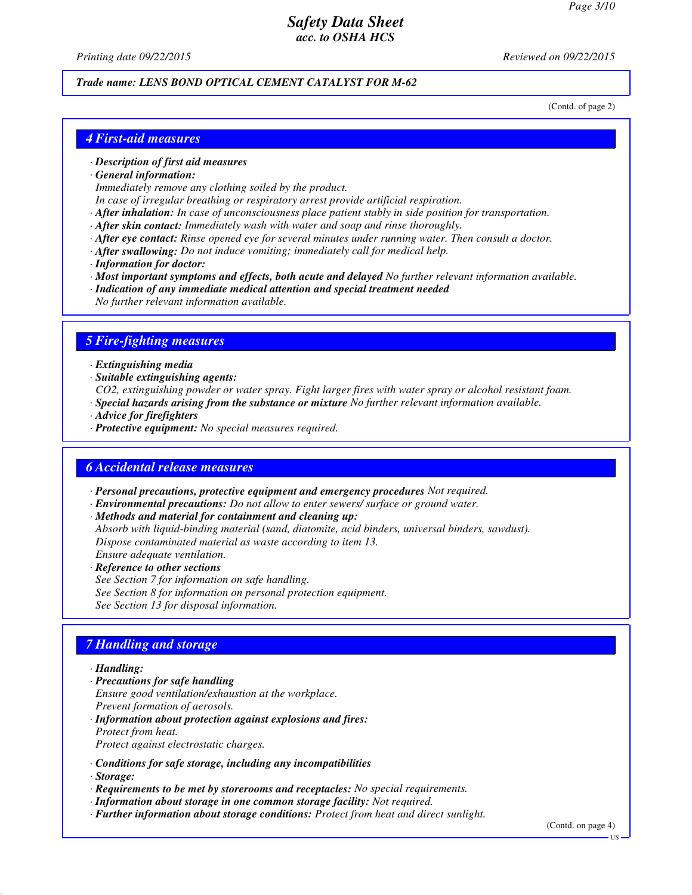Trade name: LENS BOND OPTICAL CEMENT CATALYST FOR M-62

(Contd. of page 2)

## 4 First-aid measures

· **Description of first aid measures**
· **General information:**
Immediately remove any clothing soiled by the product.
In case of irregular breathing or respiratory arrest provide artificial respiration.
· **After inhalation:** In case of unconsciousness place patient stably in side position for transportation.
· **After skin contact:** Immediately wash with water and soap and rinse thoroughly.
· **After eye contact:** Rinse opened eye for several minutes under running water. Then consult a doctor.
· **After swallowing:** Do not induce vomiting; immediately call for medical help.
· **Information for doctor:**
· **Most important symptoms and effects, both acute and delayed** No further relevant information available.
· **Indication of any immediate medical attention and special treatment needed**
No further relevant information available.

## 5 Fire-fighting measures

· **Extinguishing media**
· **Suitable extinguishing agents:**
$CO_2$, extinguishing powder or water spray. Fight larger fires with water spray or alcohol resistant foam.
· **Special hazards arising from the substance or mixture** No further relevant information available.
· **Advice for firefighters**
· **Protective equipment:** No special measures required.

## 6 Accidental release measures

· **Personal precautions, protective equipment and emergency procedures** Not required.
· **Environmental precautions:** Do not allow to enter sewers/ surface or ground water.
· **Methods and material for containment and cleaning up:**
Absorb with liquid-binding material (sand, diatomite, acid binders, universal binders, sawdust).
Dispose contaminated material as waste according to item 13.
Ensure adequate ventilation.
· **Reference to other sections**
See Section 7 for information on safe handling.
See Section 8 for information on personal protection equipment.
See Section 13 for disposal information.

## 7 Handling and storage

· **Handling:**
· **Precautions for safe handling**
Ensure good ventilation/exhaustion at the workplace.
Prevent formation of aerosols.
· **Information about protection against explosions and fires:**
Protect from heat.
Protect against electrostatic charges.

· **Conditions for safe storage, including any incompatibilities**
· **Storage:**
· **Requirements to be met by storerooms and receptacles:** No special requirements.
· **Information about storage in one common storage facility:** Not required.
· **Further information about storage conditions:** Protect from heat and direct sunlight.

(Contd. on page 4)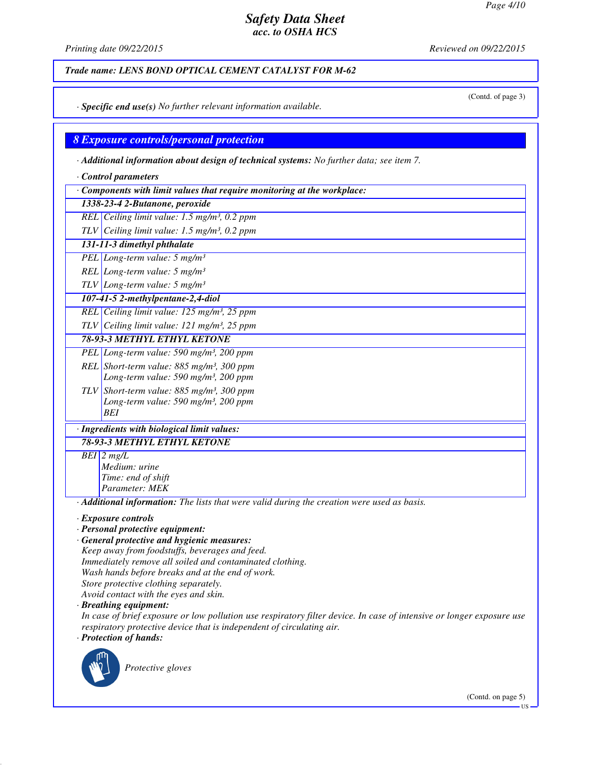*(Contd. of page 3)*

· **Specific end use(s)** No further relevant information available.

## 8 Exposure controls/personal protection

· **Additional information about design of technical systems:** No further data; see item 7.

· **Control parameters**

| · Components with limit values that require monitoring at the workplace: | |
|---|---|
| **1338-23-4 2-Butanone, peroxide** | |
| REL | Ceiling limit value: 1.5 mg/m³, 0.2 ppm |
| TLV | Ceiling limit value: 1.5 mg/m³, 0.2 ppm |
| **131-11-3 dimethyl phthalate** | |
| PEL | Long-term value: 5 mg/m³ |
| REL | Long-term value: 5 mg/m³ |
| TLV | Long-term value: 5 mg/m³ |
| **107-41-5 2-methylpentane-2,4-diol** | |
| REL | Ceiling limit value: 125 mg/m³, 25 ppm |
| TLV | Ceiling limit value: 121 mg/m³, 25 ppm |
| **78-93-3 METHYL ETHYL KETONE** | |
| PEL | Long-term value: 590 mg/m³, 200 ppm |
| REL | Short-term value: 885 mg/m³, 300 ppm<br>Long-term value: 590 mg/m³, 200 ppm |
| TLV | Short-term value: 885 mg/m³, 300 ppm<br>Long-term value: 590 mg/m³, 200 ppm<br>BEI |

| · Ingredients with biological limit values: | |
|---|---|
| **78-93-3 METHYL ETHYL KETONE** | |
| BEI | 2 mg/L<br>Medium: urine<br>Time: end of shift<br>Parameter: MEK |

· **Additional information:** The lists that were valid during the creation were used as basis.

· **Exposure controls**

· **Personal protective equipment:**

· **General protective and hygienic measures:**

Keep away from foodstuffs, beverages and feed.
Immediately remove all soiled and contaminated clothing.
Wash hands before breaks and at the end of work.
Store protective clothing separately.
Avoid contact with the eyes and skin.

· **Breathing equipment:**

In case of brief exposure or low pollution use respiratory filter device. In case of intensive or longer exposure use respiratory protective device that is independent of circulating air.

· **Protection of hands:**

Protective gloves

*(Contd. on page 5)*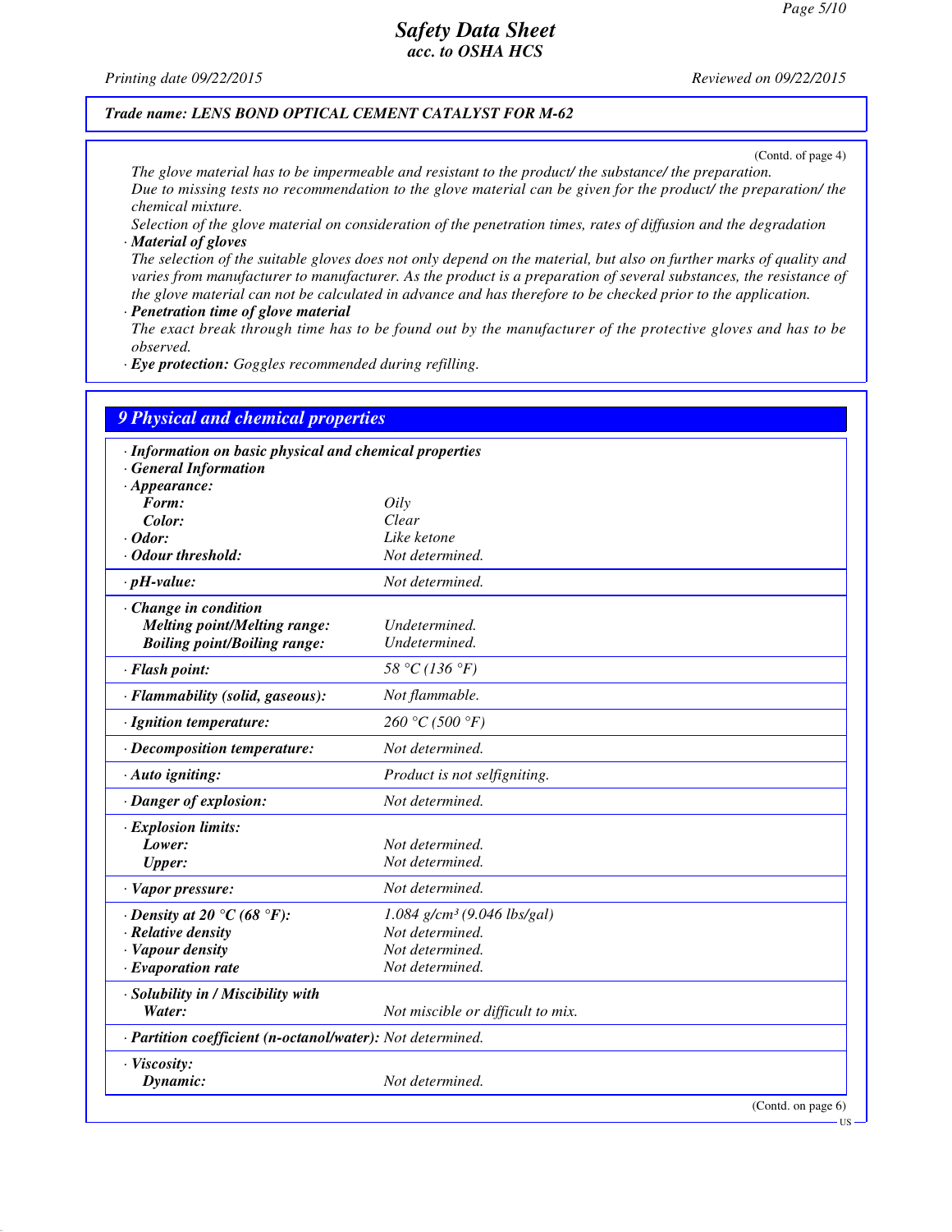**Trade name: LENS BOND OPTICAL CEMENT CATALYST FOR M-62**

(Contd. of page 4)

The glove material has to be impermeable and resistant to the product/ the substance/ the preparation.
Due to missing tests no recommendation to the glove material can be given for the product/ the preparation/ the chemical mixture.
Selection of the glove material on consideration of the penetration times, rates of diffusion and the degradation

· **Material of gloves**
The selection of the suitable gloves does not only depend on the material, but also on further marks of quality and varies from manufacturer to manufacturer. As the product is a preparation of several substances, the resistance of the glove material can not be calculated in advance and has therefore to be checked prior to the application.

· **Penetration time of glove material**
The exact break through time has to be found out by the manufacturer of the protective gloves and has to be observed.

· **Eye protection:** Goggles recommended during refilling.

## 9 Physical and chemical properties

| | |
|---|---|
| · **Information on basic physical and chemical properties** | |
| · **General Information** | |
| · **Appearance:** | |
| **Form:** | Oily |
| **Color:** | Clear |
| · **Odor:** | Like ketone |
| · **Odour threshold:** | Not determined. |
| · **pH-value:** | Not determined. |
| · **Change in condition** | |
| **Melting point/Melting range:** | Undetermined. |
| **Boiling point/Boiling range:** | Undetermined. |
| · **Flash point:** | 58 °C (136 °F) |
| · **Flammability (solid, gaseous):** | Not flammable. |
| · **Ignition temperature:** | 260 °C (500 °F) |
| · **Decomposition temperature:** | Not determined. |
| · **Auto igniting:** | Product is not selfigniting. |
| · **Danger of explosion:** | Not determined. |
| · **Explosion limits:** | |
| **Lower:** | Not determined. |
| **Upper:** | Not determined. |
| · **Vapor pressure:** | Not determined. |
| · **Density at 20 °C (68 °F):** | 1.084 g/cm³ (9.046 lbs/gal) |
| · **Relative density** | Not determined. |
| · **Vapour density** | Not determined. |
| · **Evaporation rate** | Not determined. |
| · **Solubility in / Miscibility with** | |
| **Water:** | Not miscible or difficult to mix. |
| · **Partition coefficient (n-octanol/water):** | Not determined. |
| · **Viscosity:** | |
| **Dynamic:** | Not determined. |

(Contd. on page 6)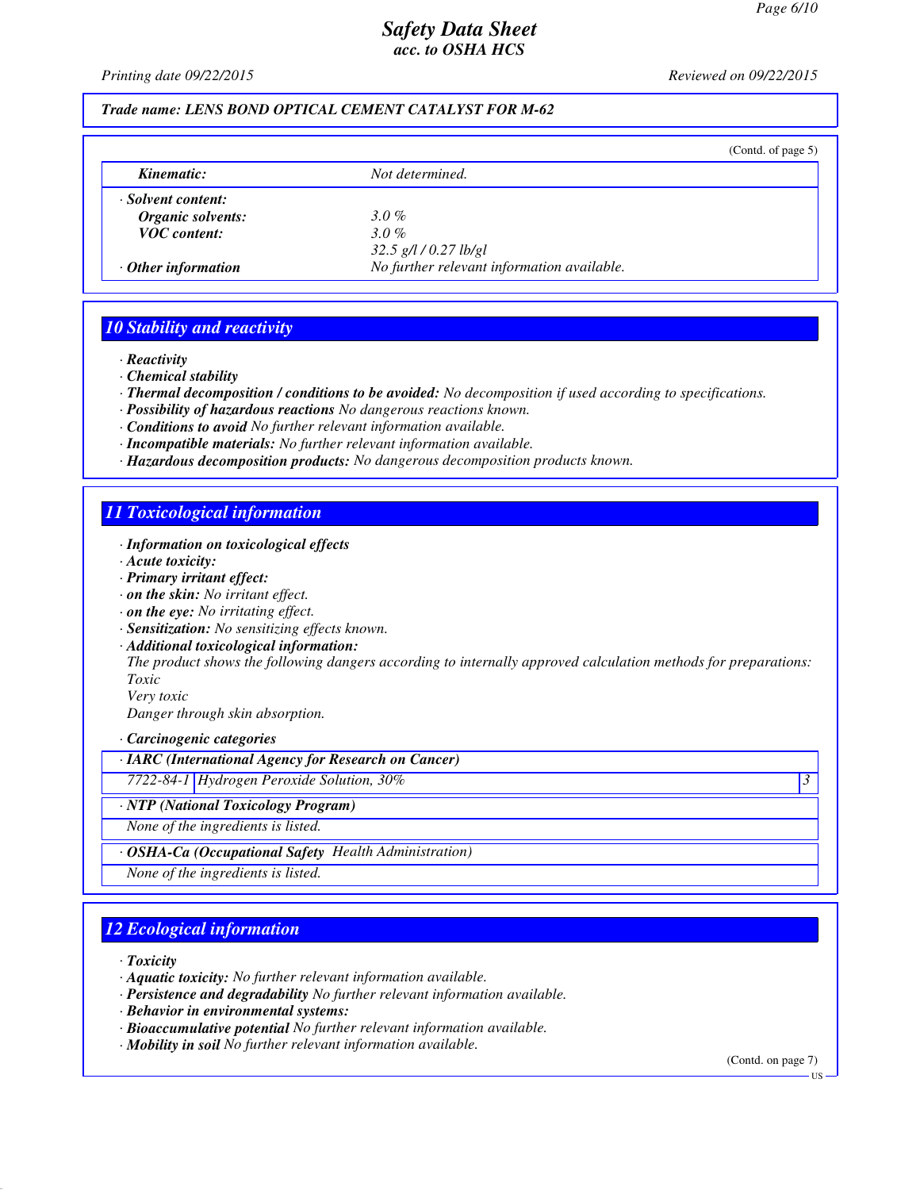**Trade name: LENS BOND OPTICAL CEMENT CATALYST FOR M-62**

(Contd. of page 5)

| | |
|---|---|
| **Kinematic:** | Not determined. |
| · **Solvent content:** | |
| **Organic solvents:** | 3.0 % |
| **VOC content:** | 3.0 % |
| | 32.5 g/l / 0.27 lb/gl |
| · **Other information** | No further relevant information available. |

## 10 Stability and reactivity

· **Reactivity**
· **Chemical stability**
· **Thermal decomposition / conditions to be avoided:** No decomposition if used according to specifications.
· **Possibility of hazardous reactions** No dangerous reactions known.
· **Conditions to avoid** No further relevant information available.
· **Incompatible materials:** No further relevant information available.
· **Hazardous decomposition products:** No dangerous decomposition products known.

## 11 Toxicological information

· **Information on toxicological effects**
· **Acute toxicity:**
· **Primary irritant effect:**
· **on the skin:** No irritant effect.
· **on the eye:** No irritating effect.
· **Sensitization:** No sensitizing effects known.
· **Additional toxicological information:**
The product shows the following dangers according to internally approved calculation methods for preparations:
Toxic
Very toxic
Danger through skin absorption.

· **Carcinogenic categories**

| · **IARC (International Agency for Research on Cancer)** | | |
|---|---|---|
| 7722-84-1 | Hydrogen Peroxide Solution, 30% | 3 |

| · **NTP (National Toxicology Program)** |
|---|
| None of the ingredients is listed. |

| · **OSHA-Ca (Occupational Safety Health Administration)** |
|---|
| None of the ingredients is listed. |

## 12 Ecological information

· **Toxicity**
· **Aquatic toxicity:** No further relevant information available.
· **Persistence and degradability** No further relevant information available.
· **Behavior in environmental systems:**
· **Bioaccumulative potential** No further relevant information available.
· **Mobility in soil** No further relevant information available.

(Contd. on page 7)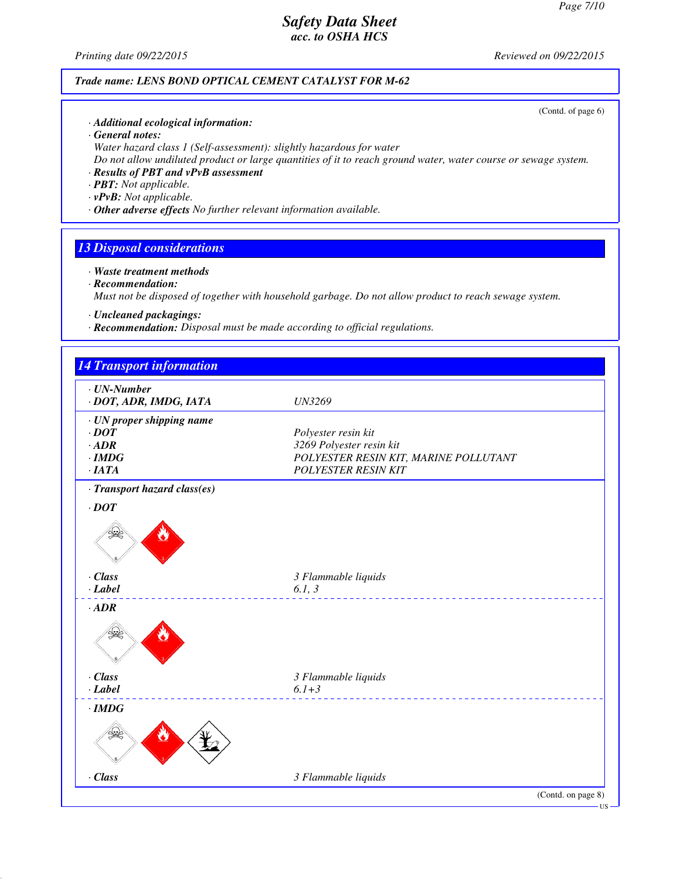**Trade name: LENS BOND OPTICAL CEMENT CATALYST FOR M-62**

(Contd. of page 6)

· **Additional ecological information:**
· **General notes:**
Water hazard class 1 (Self-assessment): slightly hazardous for water
Do not allow undiluted product or large quantities of it to reach ground water, water course or sewage system.
· **Results of PBT and vPvB assessment**
· **PBT:** Not applicable.
· **vPvB:** Not applicable.
· **Other adverse effects** No further relevant information available.

## 13 Disposal considerations

· **Waste treatment methods**
· **Recommendation:**
Must not be disposed of together with household garbage. Do not allow product to reach sewage system.

· **Uncleaned packagings:**
· **Recommendation:** Disposal must be made according to official regulations.

## 14 Transport information

| | |
|---|---|
| · **UN-Number** | |
| · **DOT, ADR, IMDG, IATA** | UN3269 |
| · **UN proper shipping name** | |
| · **DOT** | Polyester resin kit |
| · **ADR** | 3269 Polyester resin kit |
| · **IMDG** | POLYESTER RESIN KIT, MARINE POLLUTANT |
| · **IATA** | POLYESTER RESIN KIT |
| · **Transport hazard class(es)** | |
| · **DOT** | |
| · **Class** | 3 Flammable liquids |
| · **Label** | 6.1, 3 |
| · **ADR** | |
| · **Class** | 3 Flammable liquids |
| · **Label** | 6.1+3 |
| · **IMDG** | |
| · **Class** | 3 Flammable liquids |

(Contd. on page 8)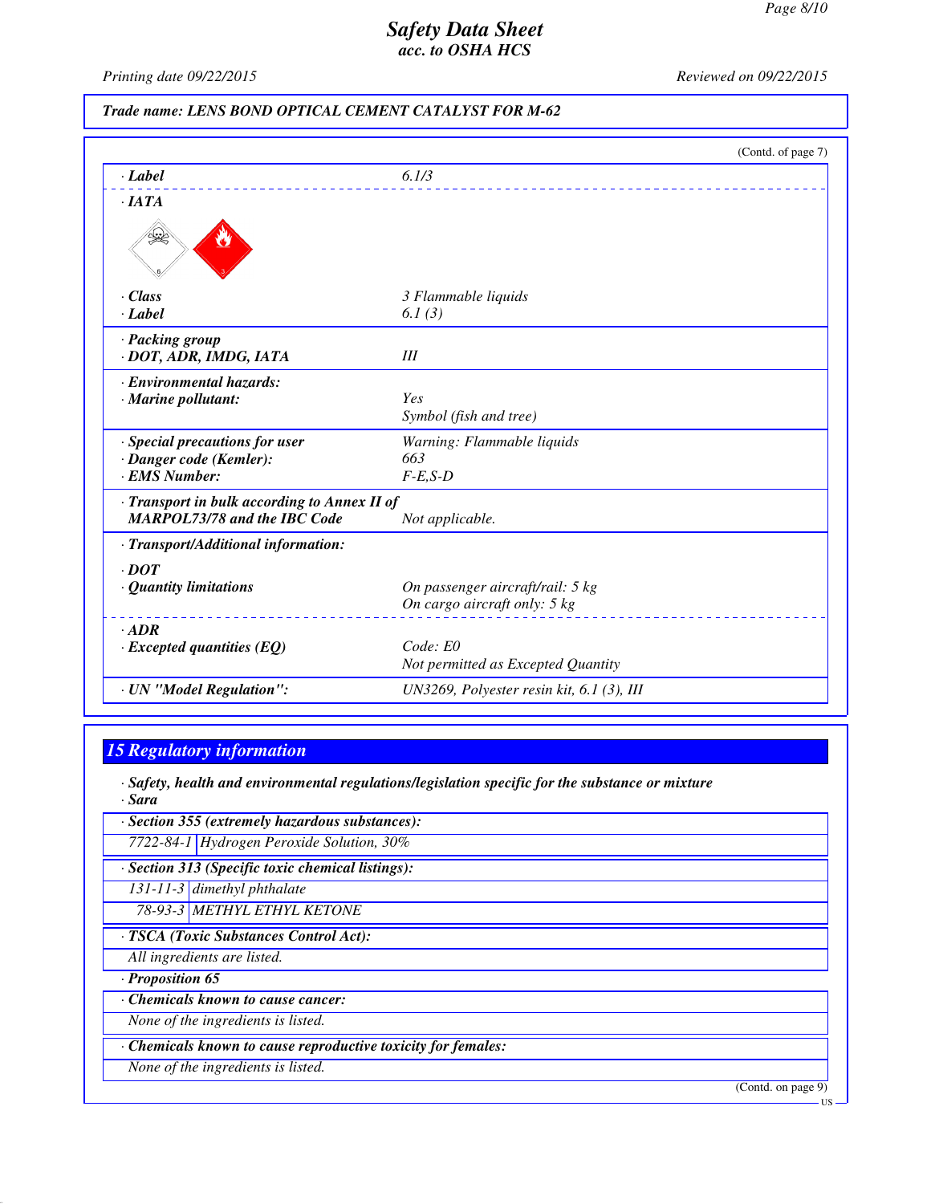**Safety Data Sheet**
**acc. to OSHA HCS**

Printing date 09/22/2015 Reviewed on 09/22/2015

**Trade name: LENS BOND OPTICAL CEMENT CATALYST FOR M-62**

(Contd. of page 7)

| | |
|---|---|
| · **Label** | 6.1/3 |
| · **IATA** | |
| · **Class** | 3 Flammable liquids |
| · **Label** | 6.1 (3) |
| · **Packing group** · **DOT, ADR, IMDG, IATA** | III |
| · **Environmental hazards:** · **Marine pollutant:** | Yes Symbol (fish and tree) |
| · **Special precautions for user** | Warning: Flammable liquids |
| · **Danger code (Kemler):** | 663 |
| · **EMS Number:** | F-E,S-D |
| · **Transport in bulk according to Annex II of MARPOL73/78 and the IBC Code** | Not applicable. |
| · **Transport/Additional information:** | |
| · **DOT** | |
| · **Quantity limitations** | On passenger aircraft/rail: 5 kg On cargo aircraft only: 5 kg |
| · **ADR** | |
| · **Excepted quantities (EQ)** | Code: E0 Not permitted as Excepted Quantity |
| · **UN "Model Regulation":** | UN3269, Polyester resin kit, 6.1 (3), III |

## 15 Regulatory information

· **Safety, health and environmental regulations/legislation specific for the substance or mixture**
· **Sara**

· **Section 355 (extremely hazardous substances):**

| | |
|---|---|
| 7722-84-1 | Hydrogen Peroxide Solution, 30% |

· **Section 313 (Specific toxic chemical listings):**

| | |
|---|---|
| 131-11-3 | dimethyl phthalate |
| 78-93-3 | METHYL ETHYL KETONE |

· **TSCA (Toxic Substances Control Act):**

All ingredients are listed.

· **Proposition 65**

· **Chemicals known to cause cancer:**

None of the ingredients is listed.

· **Chemicals known to cause reproductive toxicity for females:**

None of the ingredients is listed.

(Contd. on page 9)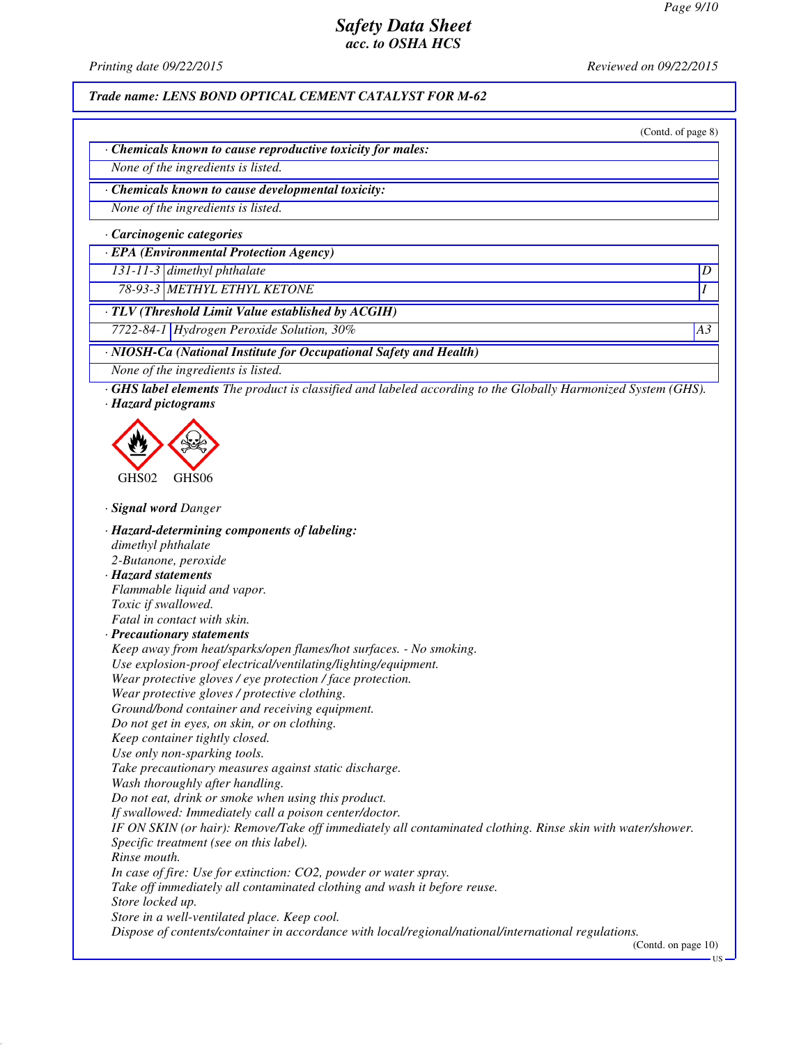# Safety Data Sheet
## acc. to OSHA HCS

*Printing date 09/22/2015* *Reviewed on 09/22/2015*

**Trade name: LENS BOND OPTICAL CEMENT CATALYST FOR M-62**

(Contd. of page 8)

**· Chemicals known to cause reproductive toxicity for males:**

None of the ingredients is listed.

**· Chemicals known to cause developmental toxicity:**

None of the ingredients is listed.

**· Carcinogenic categories**

**· EPA (Environmental Protection Agency)**

| | | |
|---|---|---|
| 131-11-3 | dimethyl phthalate | D |
| 78-93-3 | METHYL ETHYL KETONE | I |

**· TLV (Threshold Limit Value established by ACGIH)**

| | | |
|---|---|---|
| 7722-84-1 | Hydrogen Peroxide Solution, 30% | A3 |

**· NIOSH-Ca (National Institute for Occupational Safety and Health)**

None of the ingredients is listed.

**· GHS label elements** The product is classified and labeled according to the Globally Harmonized System (GHS).

**· Hazard pictograms**

GHS02 GHS06

**· Signal word** Danger

**· Hazard-determining components of labeling:**

dimethyl phthalate
2-Butanone, peroxide

**· Hazard statements**

Flammable liquid and vapor.
Toxic if swallowed.
Fatal in contact with skin.

**· Precautionary statements**

Keep away from heat/sparks/open flames/hot surfaces. - No smoking.
Use explosion-proof electrical/ventilating/lighting/equipment.
Wear protective gloves / eye protection / face protection.
Wear protective gloves / protective clothing.
Ground/bond container and receiving equipment.
Do not get in eyes, on skin, or on clothing.
Keep container tightly closed.
Use only non-sparking tools.
Take precautionary measures against static discharge.
Wash thoroughly after handling.
Do not eat, drink or smoke when using this product.
If swallowed: Immediately call a poison center/doctor.
IF ON SKIN (or hair): Remove/Take off immediately all contaminated clothing. Rinse skin with water/shower.
Specific treatment (see on this label).
Rinse mouth.
In case of fire: Use for extinction: $CO_2$, powder or water spray.
Take off immediately all contaminated clothing and wash it before reuse.
Store locked up.
Store in a well-ventilated place. Keep cool.
Dispose of contents/container in accordance with local/regional/national/international regulations.

(Contd. on page 10)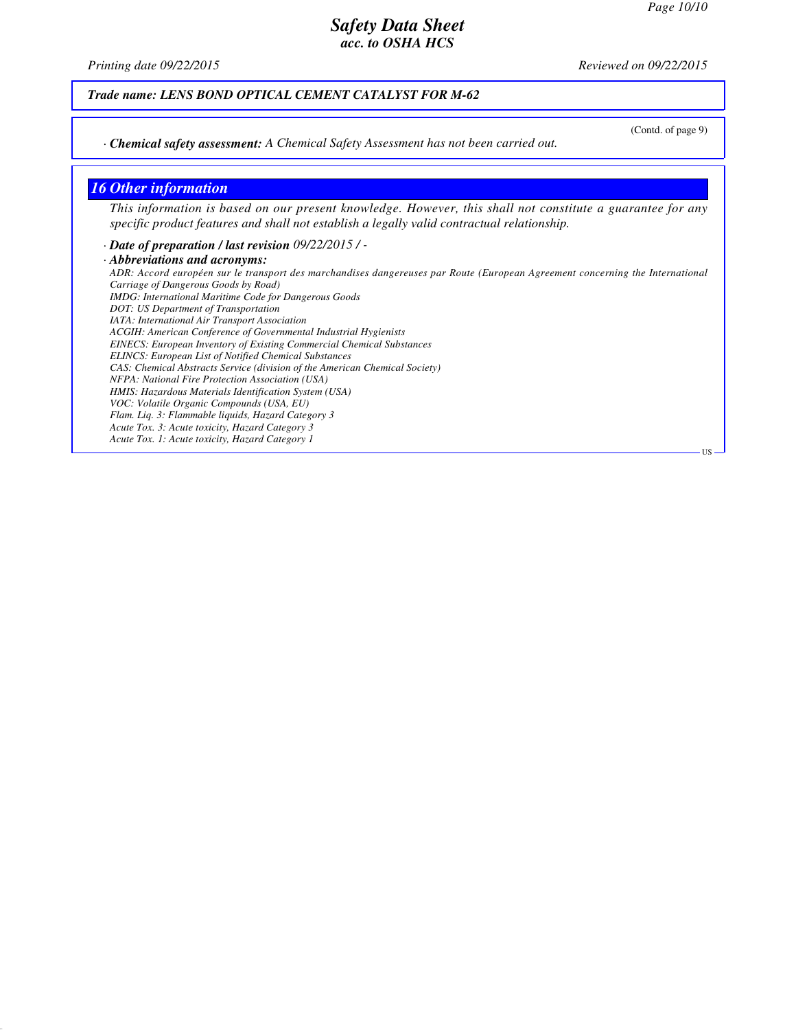Trade name: LENS BOND OPTICAL CEMENT CATALYST FOR M-62

(Contd. of page 9)

· **Chemical safety assessment:** A Chemical Safety Assessment has not been carried out.

## 16 Other information

*This information is based on our present knowledge. However, this shall not constitute a guarantee for any specific product features and shall not establish a legally valid contractual relationship.*

· **Date of preparation / last revision** 09/22/2015 / -

· **Abbreviations and acronyms:**

ADR: Accord européen sur le transport des marchandises dangereuses par Route (European Agreement concerning the International Carriage of Dangerous Goods by Road)
IMDG: International Maritime Code for Dangerous Goods
DOT: US Department of Transportation
IATA: International Air Transport Association
ACGIH: American Conference of Governmental Industrial Hygienists
EINECS: European Inventory of Existing Commercial Chemical Substances
ELINCS: European List of Notified Chemical Substances
CAS: Chemical Abstracts Service (division of the American Chemical Society)
NFPA: National Fire Protection Association (USA)
HMIS: Hazardous Materials Identification System (USA)
VOC: Volatile Organic Compounds (USA, EU)
Flam. Liq. 3: Flammable liquids, Hazard Category 3
Acute Tox. 3: Acute toxicity, Hazard Category 3
Acute Tox. 1: Acute toxicity, Hazard Category 1